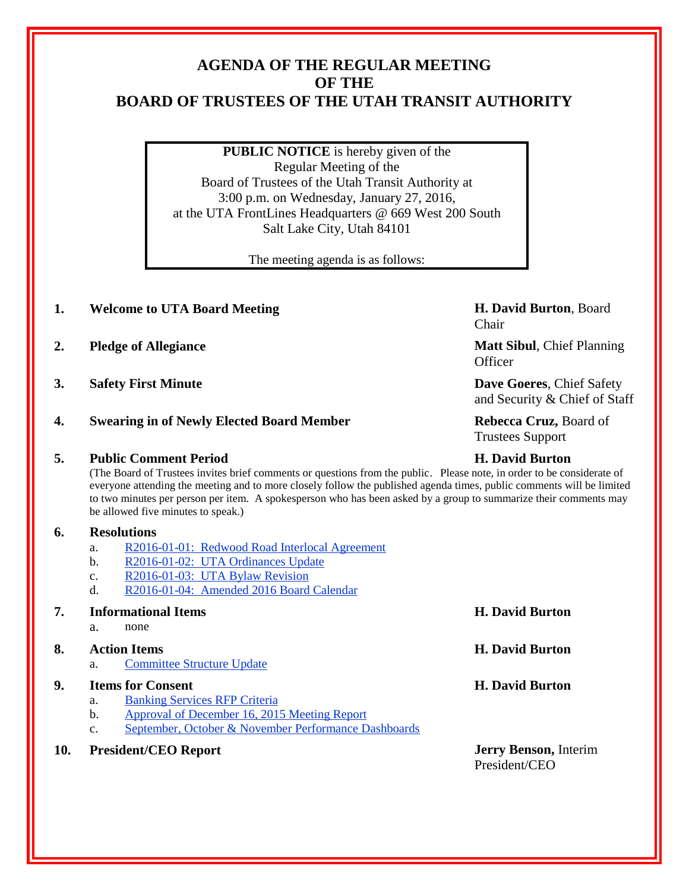# AGENDA OF THE REGULAR MEETING OF THE BOARD OF TRUSTEES OF THE UTAH TRANSIT AUTHORITY

**PUBLIC NOTICE** is hereby given of the
Regular Meeting of the
Board of Trustees of the Utah Transit Authority at
3:00 p.m. on Wednesday, January 27, 2016,
at the UTA FrontLines Headquarters @ 669 West 200 South
Salt Lake City, Utah 84101

The meeting agenda is as follows:

1. **Welcome to UTA Board Meeting** — **H. David Burton**, Board Chair
2. **Pledge of Allegiance** — **Matt Sibul**, Chief Planning Officer
3. **Safety First Minute** — **Dave Goeres**, Chief Safety and Security & Chief of Staff
4. **Swearing in of Newly Elected Board Member** — **Rebecca Cruz,** Board of Trustees Support
5. **Public Comment Period** — **H. David Burton**

   (The Board of Trustees invites brief comments or questions from the public. Please note, in order to be considerate of everyone attending the meeting and to more closely follow the published agenda times, public comments will be limited to two minutes per person per item. A spokesperson who has been asked by a group to summarize their comments may be allowed five minutes to speak.)

6. **Resolutions**
   a. R2016-01-01: Redwood Road Interlocal Agreement
   b. R2016-01-02: UTA Ordinances Update
   c. R2016-01-03: UTA Bylaw Revision
   d. R2016-01-04: Amended 2016 Board Calendar

7. **Informational Items** — **H. David Burton**
   a. none

8. **Action Items** — **H. David Burton**
   a. Committee Structure Update

9. **Items for Consent** — **H. David Burton**
   a. Banking Services RFP Criteria
   b. Approval of December 16, 2015 Meeting Report
   c. September, October & November Performance Dashboards

10. **President/CEO Report** — **Jerry Benson,** Interim President/CEO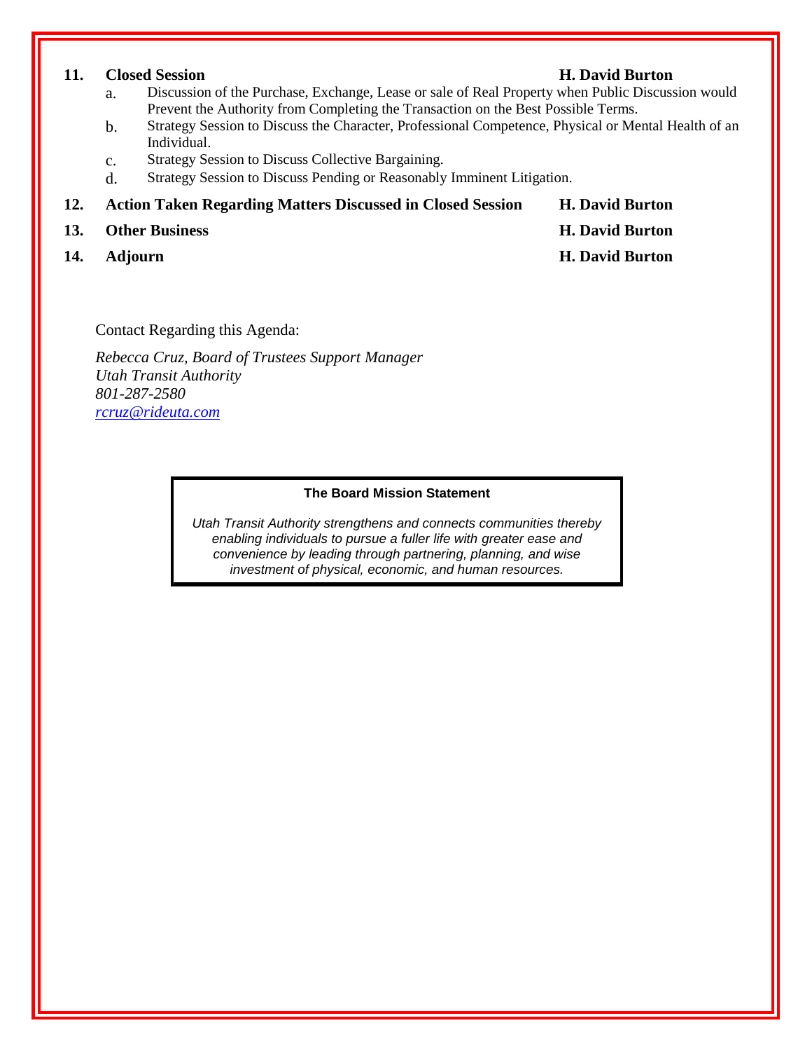**11. Closed Session** **H. David Burton**

a. Discussion of the Purchase, Exchange, Lease or sale of Real Property when Public Discussion would Prevent the Authority from Completing the Transaction on the Best Possible Terms.
b. Strategy Session to Discuss the Character, Professional Competence, Physical or Mental Health of an Individual.
c. Strategy Session to Discuss Collective Bargaining.
d. Strategy Session to Discuss Pending or Reasonably Imminent Litigation.

**12. Action Taken Regarding Matters Discussed in Closed Session** **H. David Burton**

**13. Other Business** **H. David Burton**

**14. Adjourn** **H. David Burton**

Contact Regarding this Agenda:

*Rebecca Cruz, Board of Trustees Support Manager*
*Utah Transit Authority*
*801-287-2580*
*rcruz@rideuta.com*

**The Board Mission Statement**

*Utah Transit Authority strengthens and connects communities thereby enabling individuals to pursue a fuller life with greater ease and convenience by leading through partnering, planning, and wise investment of physical, economic, and human resources.*